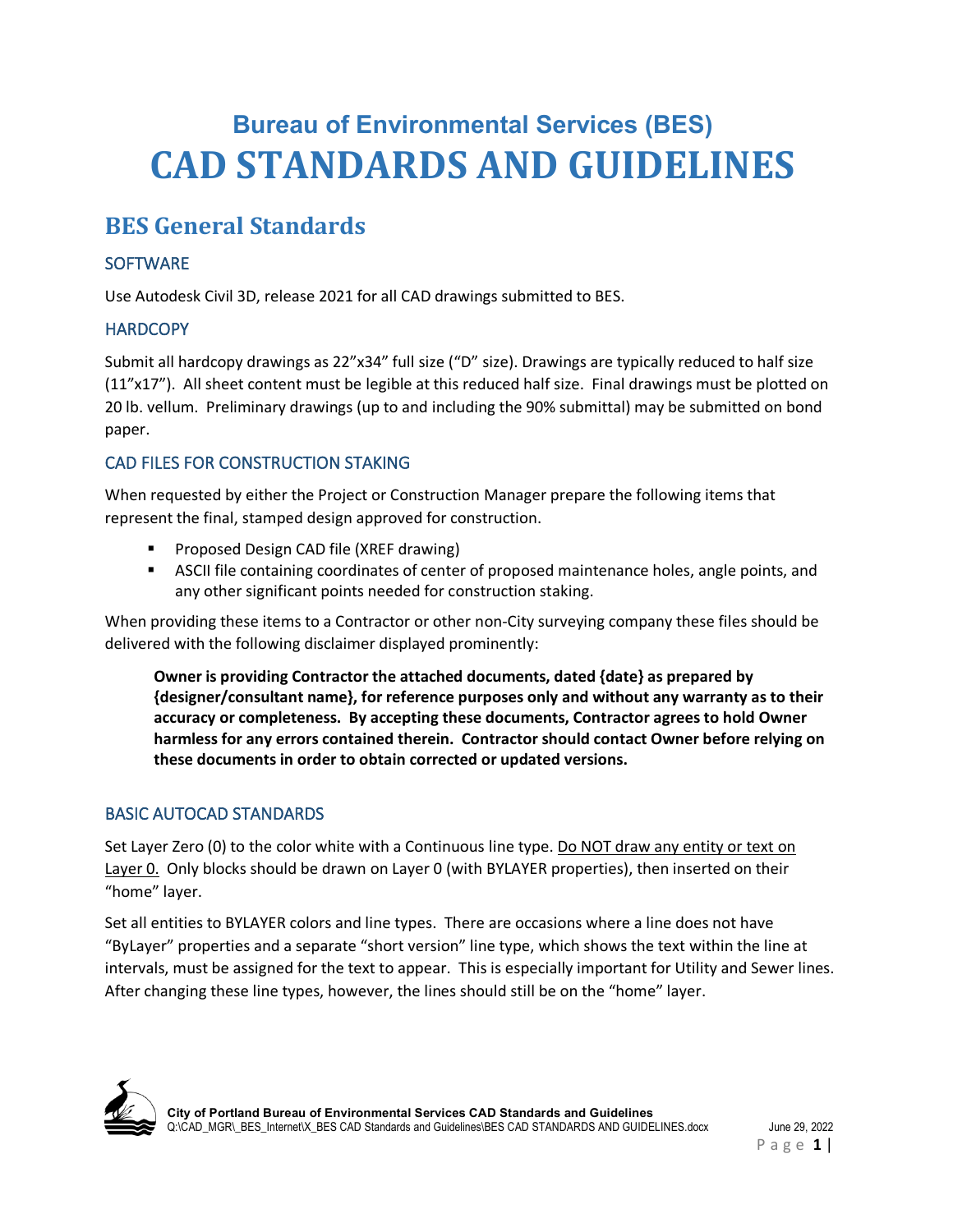# Bureau of Environmental Services (BES)
# CAD STANDARDS AND GUIDELINES

## BES General Standards

### SOFTWARE

Use Autodesk Civil 3D, release 2021 for all CAD drawings submitted to BES.

### HARDCOPY

Submit all hardcopy drawings as 22"x34" full size ("D" size). Drawings are typically reduced to half size (11"x17"). All sheet content must be legible at this reduced half size. Final drawings must be plotted on 20 lb. vellum. Preliminary drawings (up to and including the 90% submittal) may be submitted on bond paper.

### CAD FILES FOR CONSTRUCTION STAKING

When requested by either the Project or Construction Manager prepare the following items that represent the final, stamped design approved for construction.

- Proposed Design CAD file (XREF drawing)
- ASCII file containing coordinates of center of proposed maintenance holes, angle points, and any other significant points needed for construction staking.

When providing these items to a Contractor or other non-City surveying company these files should be delivered with the following disclaimer displayed prominently:

> **Owner is providing Contractor the attached documents, dated {date} as prepared by {designer/consultant name}, for reference purposes only and without any warranty as to their accuracy or completeness. By accepting these documents, Contractor agrees to hold Owner harmless for any errors contained therein. Contractor should contact Owner before relying on these documents in order to obtain corrected or updated versions.**

### BASIC AUTOCAD STANDARDS

Set Layer Zero (0) to the color white with a Continuous line type. <u>Do NOT draw any entity or text on Layer 0.</u> Only blocks should be drawn on Layer 0 (with BYLAYER properties), then inserted on their "home" layer.

Set all entities to BYLAYER colors and line types. There are occasions where a line does not have "ByLayer" properties and a separate "short version" line type, which shows the text within the line at intervals, must be assigned for the text to appear. This is especially important for Utility and Sewer lines. After changing these line types, however, the lines should still be on the "home" layer.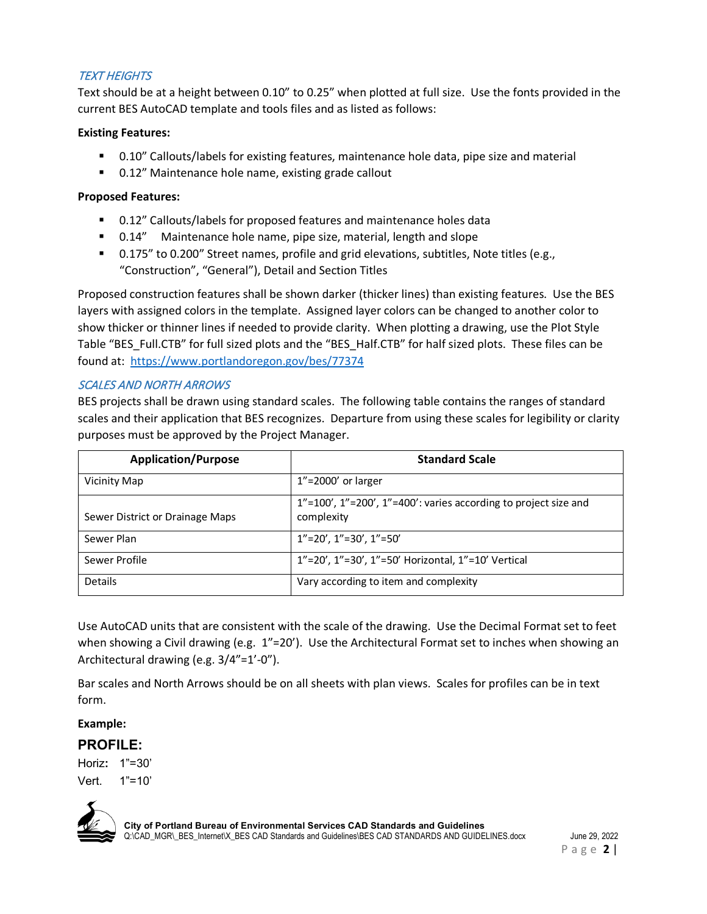### *TEXT HEIGHTS*

Text should be at a height between 0.10” to 0.25” when plotted at full size. Use the fonts provided in the current BES AutoCAD template and tools files and as listed as follows:

**Existing Features:**

- 0.10” Callouts/labels for existing features, maintenance hole data, pipe size and material
- 0.12” Maintenance hole name, existing grade callout

**Proposed Features:**

- 0.12” Callouts/labels for proposed features and maintenance holes data
- 0.14” Maintenance hole name, pipe size, material, length and slope
- 0.175” to 0.200” Street names, profile and grid elevations, subtitles, Note titles (e.g., “Construction”, “General”), Detail and Section Titles

Proposed construction features shall be shown darker (thicker lines) than existing features. Use the BES layers with assigned colors in the template. Assigned layer colors can be changed to another color to show thicker or thinner lines if needed to provide clarity. When plotting a drawing, use the Plot Style Table “BES_Full.CTB” for full sized plots and the “BES_Half.CTB” for half sized plots. These files can be found at: https://www.portlandoregon.gov/bes/77374

### *SCALES AND NORTH ARROWS*

BES projects shall be drawn using standard scales. The following table contains the ranges of standard scales and their application that BES recognizes. Departure from using these scales for legibility or clarity purposes must be approved by the Project Manager.

| Application/Purpose | Standard Scale |
|---|---|
| Vicinity Map | 1”=2000’ or larger |
| Sewer District or Drainage Maps | 1”=100’, 1”=200’, 1”=400’: varies according to project size and complexity |
| Sewer Plan | 1”=20’, 1”=30’, 1”=50’ |
| Sewer Profile | 1”=20’, 1”=30’, 1”=50’ Horizontal, 1”=10’ Vertical |
| Details | Vary according to item and complexity |

Use AutoCAD units that are consistent with the scale of the drawing. Use the Decimal Format set to feet when showing a Civil drawing (e.g. 1”=20’). Use the Architectural Format set to inches when showing an Architectural drawing (e.g. 3/4”=1’-0”).

Bar scales and North Arrows should be on all sheets with plan views. Scales for profiles can be in text form.

**Example:**

**PROFILE:**

Horiz**:** 1”=30’

Vert. 1”=10’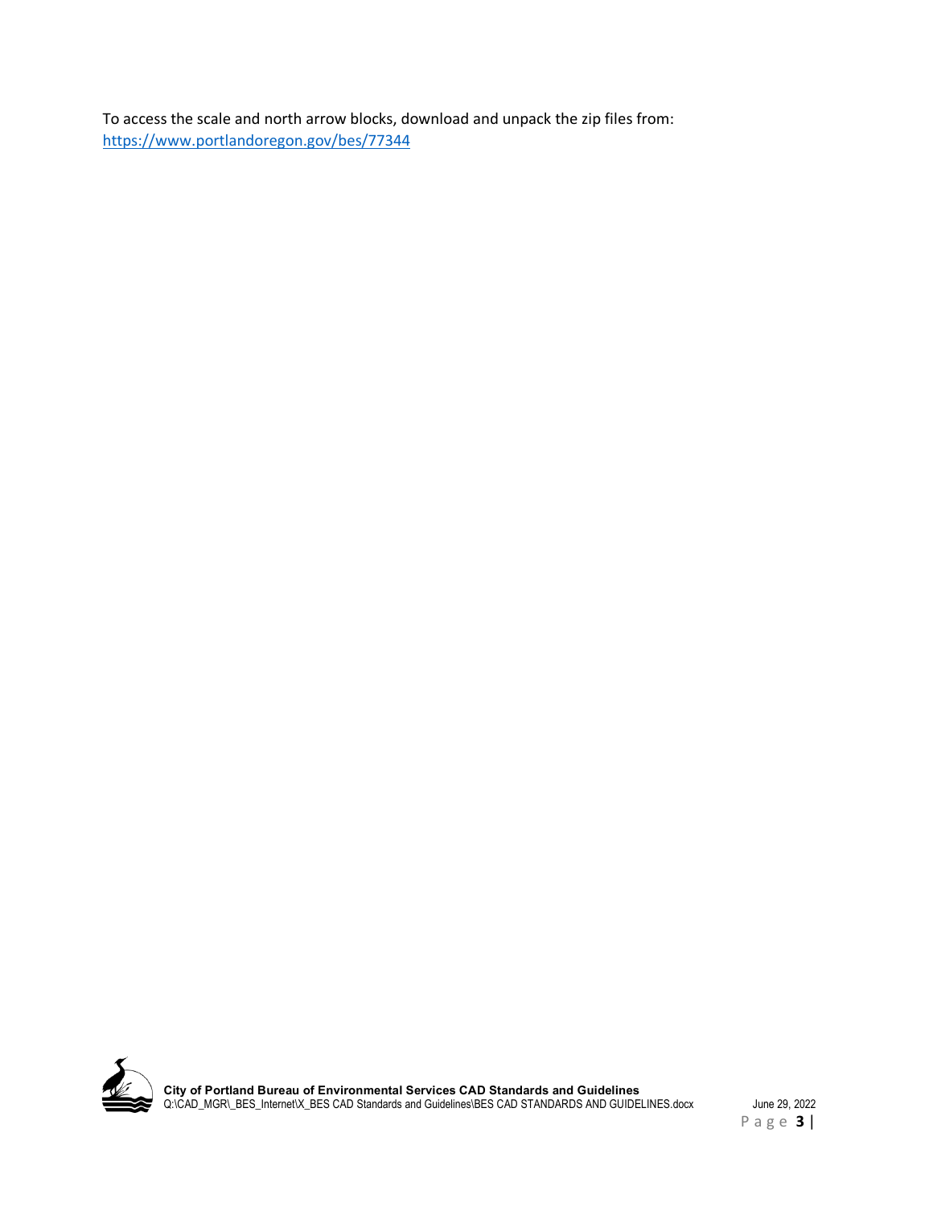To access the scale and north arrow blocks, download and unpack the zip files from:
https://www.portlandoregon.gov/bes/77344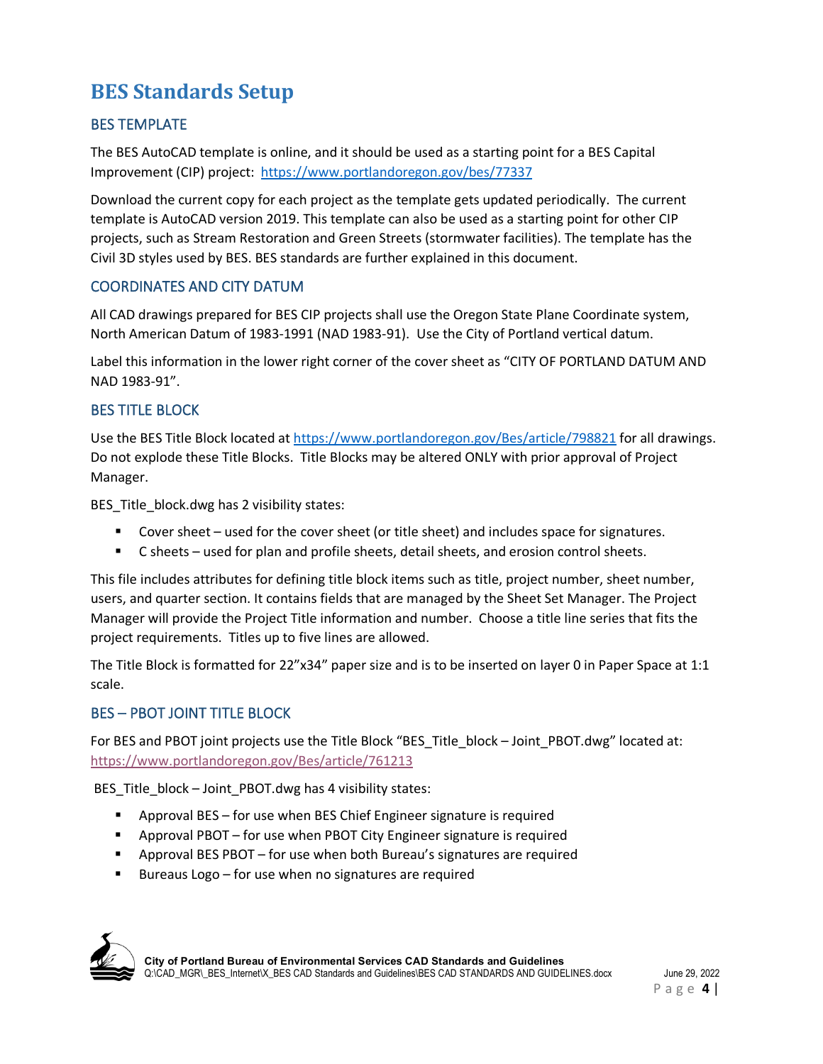# BES Standards Setup

## BES TEMPLATE

The BES AutoCAD template is online, and it should be used as a starting point for a BES Capital Improvement (CIP) project: https://www.portlandoregon.gov/bes/77337

Download the current copy for each project as the template gets updated periodically. The current template is AutoCAD version 2019. This template can also be used as a starting point for other CIP projects, such as Stream Restoration and Green Streets (stormwater facilities). The template has the Civil 3D styles used by BES. BES standards are further explained in this document.

## COORDINATES AND CITY DATUM

All CAD drawings prepared for BES CIP projects shall use the Oregon State Plane Coordinate system, North American Datum of 1983-1991 (NAD 1983-91). Use the City of Portland vertical datum.

Label this information in the lower right corner of the cover sheet as "CITY OF PORTLAND DATUM AND NAD 1983-91".

## BES TITLE BLOCK

Use the BES Title Block located at https://www.portlandoregon.gov/Bes/article/798821 for all drawings. Do not explode these Title Blocks. Title Blocks may be altered ONLY with prior approval of Project Manager.

BES_Title_block.dwg has 2 visibility states:

- Cover sheet – used for the cover sheet (or title sheet) and includes space for signatures.
- C sheets – used for plan and profile sheets, detail sheets, and erosion control sheets.

This file includes attributes for defining title block items such as title, project number, sheet number, users, and quarter section. It contains fields that are managed by the Sheet Set Manager. The Project Manager will provide the Project Title information and number. Choose a title line series that fits the project requirements. Titles up to five lines are allowed.

The Title Block is formatted for 22"x34" paper size and is to be inserted on layer 0 in Paper Space at 1:1 scale.

## BES – PBOT JOINT TITLE BLOCK

For BES and PBOT joint projects use the Title Block "BES_Title_block – Joint_PBOT.dwg" located at: https://www.portlandoregon.gov/Bes/article/761213

BES_Title_block – Joint_PBOT.dwg has 4 visibility states:

- Approval BES – for use when BES Chief Engineer signature is required
- Approval PBOT – for use when PBOT City Engineer signature is required
- Approval BES PBOT – for use when both Bureau's signatures are required
- Bureaus Logo – for use when no signatures are required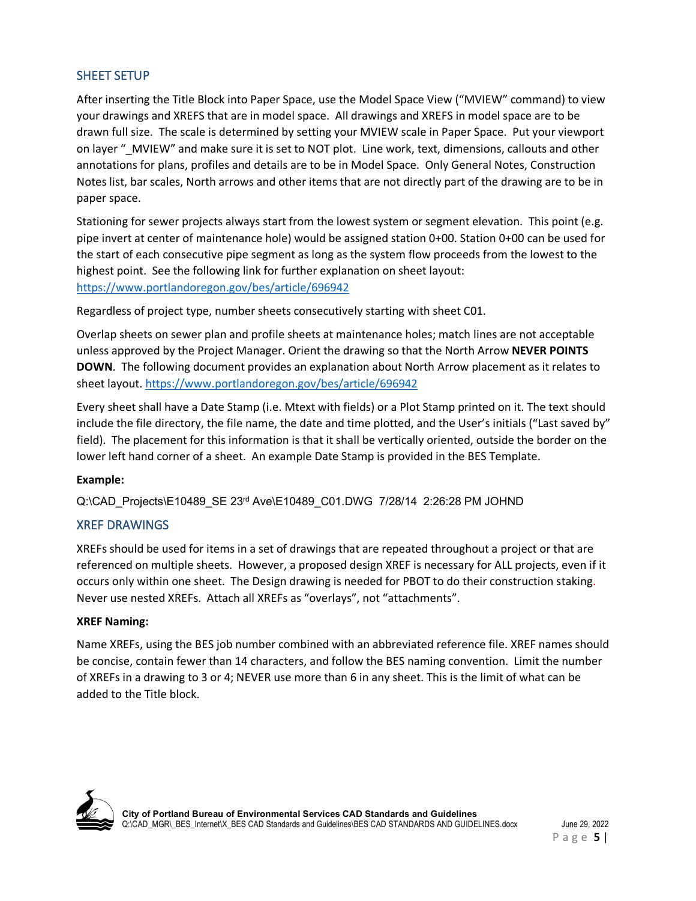## SHEET SETUP

After inserting the Title Block into Paper Space, use the Model Space View ("MVIEW" command) to view your drawings and XREFS that are in model space. All drawings and XREFS in model space are to be drawn full size. The scale is determined by setting your MVIEW scale in Paper Space. Put your viewport on layer "_MVIEW" and make sure it is set to NOT plot. Line work, text, dimensions, callouts and other annotations for plans, profiles and details are to be in Model Space. Only General Notes, Construction Notes list, bar scales, North arrows and other items that are not directly part of the drawing are to be in paper space.

Stationing for sewer projects always start from the lowest system or segment elevation. This point (e.g. pipe invert at center of maintenance hole) would be assigned station 0+00. Station 0+00 can be used for the start of each consecutive pipe segment as long as the system flow proceeds from the lowest to the highest point. See the following link for further explanation on sheet layout: https://www.portlandoregon.gov/bes/article/696942

Regardless of project type, number sheets consecutively starting with sheet C01.

Overlap sheets on sewer plan and profile sheets at maintenance holes; match lines are not acceptable unless approved by the Project Manager. Orient the drawing so that the North Arrow **NEVER POINTS DOWN**. The following document provides an explanation about North Arrow placement as it relates to sheet layout. https://www.portlandoregon.gov/bes/article/696942

Every sheet shall have a Date Stamp (i.e. Mtext with fields) or a Plot Stamp printed on it. The text should include the file directory, the file name, the date and time plotted, and the User's initials ("Last saved by" field). The placement for this information is that it shall be vertically oriented, outside the border on the lower left hand corner of a sheet. An example Date Stamp is provided in the BES Template.

**Example:**

Q:\CAD_Projects\E10489_SE 23rd Ave\E10489_C01.DWG 7/28/14 2:26:28 PM JOHND

## XREF DRAWINGS

XREFs should be used for items in a set of drawings that are repeated throughout a project or that are referenced on multiple sheets. However, a proposed design XREF is necessary for ALL projects, even if it occurs only within one sheet. The Design drawing is needed for PBOT to do their construction staking. Never use nested XREFs. Attach all XREFs as "overlays", not "attachments".

**XREF Naming:**

Name XREFs, using the BES job number combined with an abbreviated reference file. XREF names should be concise, contain fewer than 14 characters, and follow the BES naming convention. Limit the number of XREFs in a drawing to 3 or 4; NEVER use more than 6 in any sheet. This is the limit of what can be added to the Title block.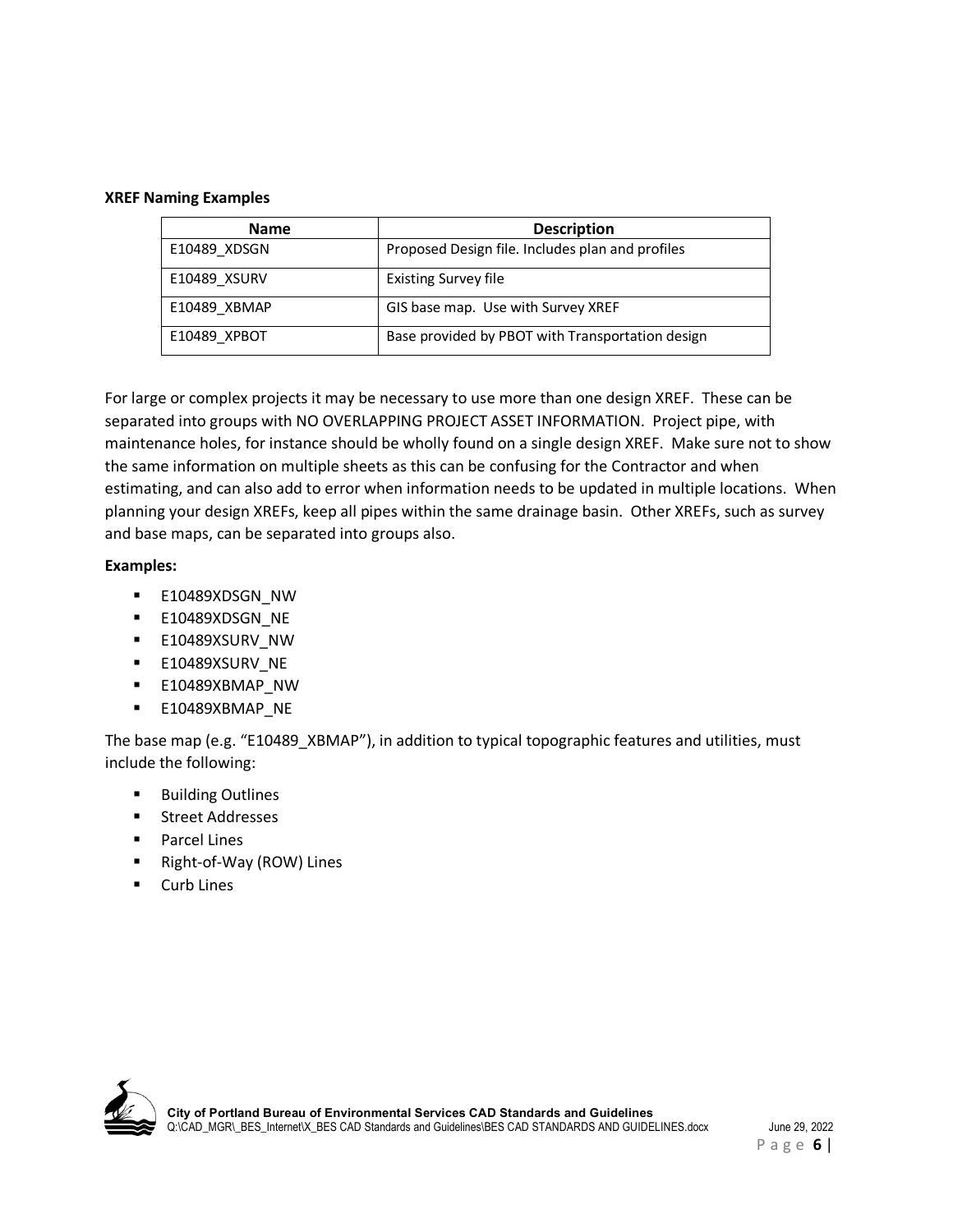**XREF Naming Examples**

| Name | Description |
| --- | --- |
| E10489_XDSGN | Proposed Design file. Includes plan and profiles |
| E10489_XSURV | Existing Survey file |
| E10489_XBMAP | GIS base map. Use with Survey XREF |
| E10489_XPBOT | Base provided by PBOT with Transportation design |

For large or complex projects it may be necessary to use more than one design XREF. These can be separated into groups with NO OVERLAPPING PROJECT ASSET INFORMATION. Project pipe, with maintenance holes, for instance should be wholly found on a single design XREF. Make sure not to show the same information on multiple sheets as this can be confusing for the Contractor and when estimating, and can also add to error when information needs to be updated in multiple locations. When planning your design XREFs, keep all pipes within the same drainage basin. Other XREFs, such as survey and base maps, can be separated into groups also.

**Examples:**

- E10489XDSGN_NW
- E10489XDSGN_NE
- E10489XSURV_NW
- E10489XSURV_NE
- E10489XBMAP_NW
- E10489XBMAP_NE

The base map (e.g. "E10489_XBMAP"), in addition to typical topographic features and utilities, must include the following:

- Building Outlines
- Street Addresses
- Parcel Lines
- Right-of-Way (ROW) Lines
- Curb Lines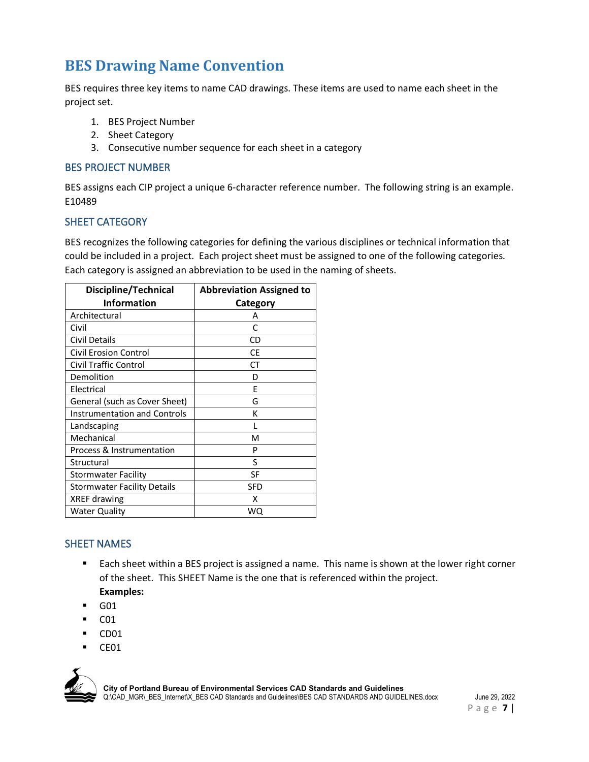# BES Drawing Name Convention

BES requires three key items to name CAD drawings. These items are used to name each sheet in the project set.

1. BES Project Number
2. Sheet Category
3. Consecutive number sequence for each sheet in a category

## BES PROJECT NUMBER

BES assigns each CIP project a unique 6-character reference number. The following string is an example. E10489

## SHEET CATEGORY

BES recognizes the following categories for defining the various disciplines or technical information that could be included in a project. Each project sheet must be assigned to one of the following categories. Each category is assigned an abbreviation to be used in the naming of sheets.

| Discipline/Technical Information | Abbreviation Assigned to Category |
|---|---|
| Architectural | A |
| Civil | C |
| Civil Details | CD |
| Civil Erosion Control | CE |
| Civil Traffic Control | CT |
| Demolition | D |
| Electrical | E |
| General (such as Cover Sheet) | G |
| Instrumentation and Controls | K |
| Landscaping | L |
| Mechanical | M |
| Process & Instrumentation | P |
| Structural | S |
| Stormwater Facility | SF |
| Stormwater Facility Details | SFD |
| XREF drawing | X |
| Water Quality | WQ |

## SHEET NAMES

- Each sheet within a BES project is assigned a name. This name is shown at the lower right corner of the sheet. This SHEET Name is the one that is referenced within the project.
  **Examples:**
- G01
- C01
- CD01
- CE01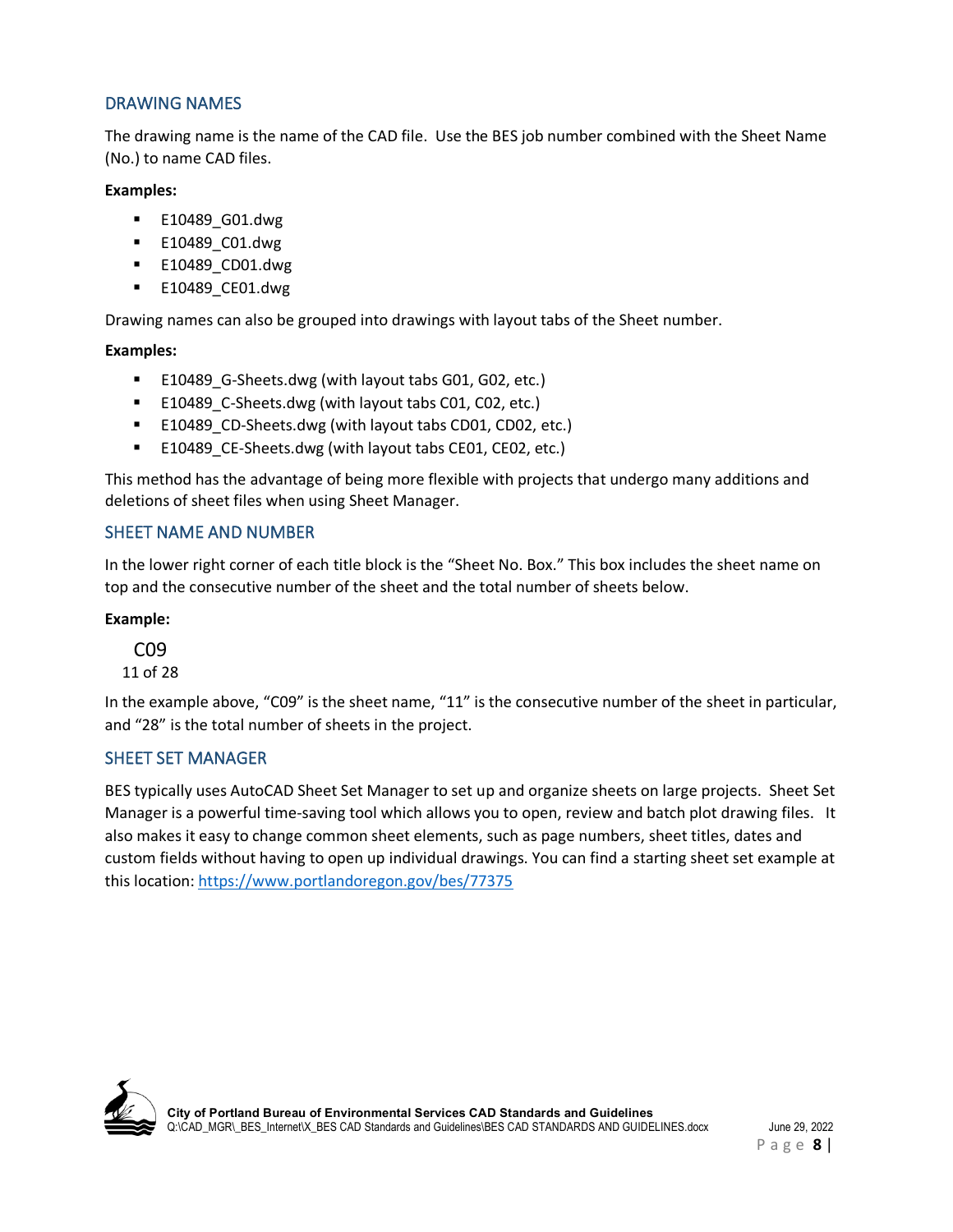## DRAWING NAMES

The drawing name is the name of the CAD file. Use the BES job number combined with the Sheet Name (No.) to name CAD files.

**Examples:**

- E10489_G01.dwg
- E10489_C01.dwg
- E10489_CD01.dwg
- E10489_CE01.dwg

Drawing names can also be grouped into drawings with layout tabs of the Sheet number.

**Examples:**

- E10489_G-Sheets.dwg (with layout tabs G01, G02, etc.)
- E10489_C-Sheets.dwg (with layout tabs C01, C02, etc.)
- E10489_CD-Sheets.dwg (with layout tabs CD01, CD02, etc.)
- E10489_CE-Sheets.dwg (with layout tabs CE01, CE02, etc.)

This method has the advantage of being more flexible with projects that undergo many additions and deletions of sheet files when using Sheet Manager.

## SHEET NAME AND NUMBER

In the lower right corner of each title block is the "Sheet No. Box." This box includes the sheet name on top and the consecutive number of the sheet and the total number of sheets below.

**Example:**

C09
11 of 28

In the example above, "C09" is the sheet name, "11" is the consecutive number of the sheet in particular, and "28" is the total number of sheets in the project.

## SHEET SET MANAGER

BES typically uses AutoCAD Sheet Set Manager to set up and organize sheets on large projects. Sheet Set Manager is a powerful time-saving tool which allows you to open, review and batch plot drawing files. It also makes it easy to change common sheet elements, such as page numbers, sheet titles, dates and custom fields without having to open up individual drawings. You can find a starting sheet set example at this location: https://www.portlandoregon.gov/bes/77375